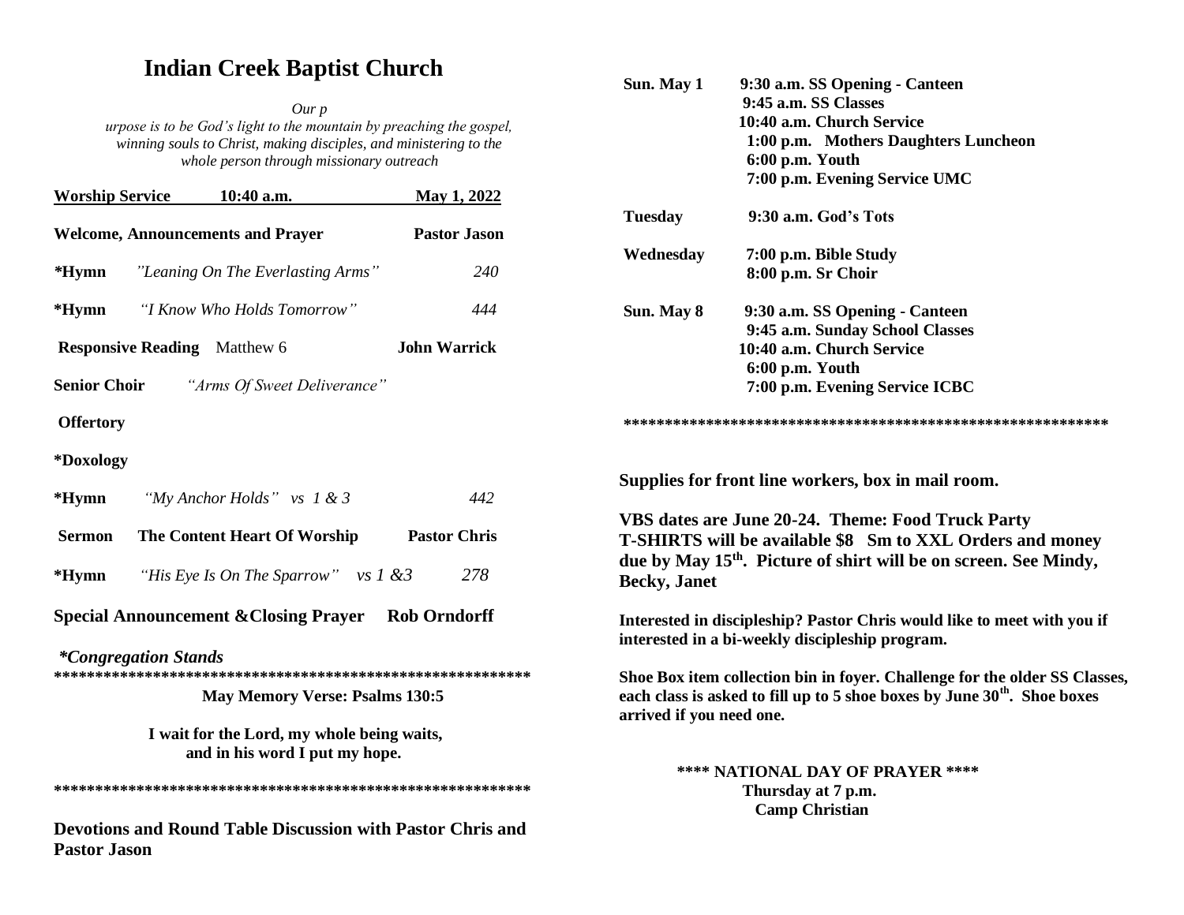# Indian Creek Baptist Church

*Our p*
*urpose is to be God's light to the mountain by preaching the gospel, winning souls to Christ, making disciples, and ministering to the whole person through missionary outreach*

**Worship Service 10:40 a.m. May 1, 2022**

**Welcome, Announcements and Prayer** **Pastor Jason**

**\*Hymn** *"Leaning On The Everlasting Arms"* *240*

**\*Hymn** *"I Know Who Holds Tomorrow"* *444*

**Responsive Reading** Matthew 6 **John Warrick**

**Senior Choir** *"Arms Of Sweet Deliverance"*

**Offertory**

**\*Doxology**

**\*Hymn** *"My Anchor Holds" vs 1 & 3* *442*

**Sermon** **The Content Heart Of Worship** **Pastor Chris**

**\*Hymn** *"His Eye Is On The Sparrow" vs 1 &3* *278*

**Special Announcement &Closing Prayer** **Rob Orndorff**

***Congregation Stands***

**************************************************************

**May Memory Verse: Psalms 130:5**

**I wait for the Lord, my whole being waits, and in his word I put my hope.**

**************************************************************

**Devotions and Round Table Discussion with Pastor Chris and Pastor Jason**

| | |
|---|---|
| **Sun. May 1** | **9:30 a.m. SS Opening - Canteen**<br>**9:45 a.m. SS Classes**<br>**10:40 a.m. Church Service**<br>**1:00 p.m. Mothers Daughters Luncheon**<br>**6:00 p.m. Youth**<br>**7:00 p.m. Evening Service UMC** |
| **Tuesday** | **9:30 a.m. God's Tots** |
| **Wednesday** | **7:00 p.m. Bible Study**<br>**8:00 p.m. Sr Choir** |
| **Sun. May 8** | **9:30 a.m. SS Opening - Canteen**<br>**9:45 a.m. Sunday School Classes**<br>**10:40 a.m. Church Service**<br>**6:00 p.m. Youth**<br>**7:00 p.m. Evening Service ICBC** |

**************************************************************

**Supplies for front line workers, box in mail room.**

**VBS dates are June 20-24. Theme: Food Truck Party**
**T-SHIRTS will be available $8 Sm to XXL Orders and money due by May 15th. Picture of shirt will be on screen. See Mindy, Becky, Janet**

**Interested in discipleship? Pastor Chris would like to meet with you if interested in a bi-weekly discipleship program.**

**Shoe Box item collection bin in foyer. Challenge for the older SS Classes, each class is asked to fill up to 5 shoe boxes by June 30th. Shoe boxes arrived if you need one.**

**\*\*\*\* NATIONAL DAY OF PRAYER \*\*\*\***
**Thursday at 7 p.m.**
**Camp Christian**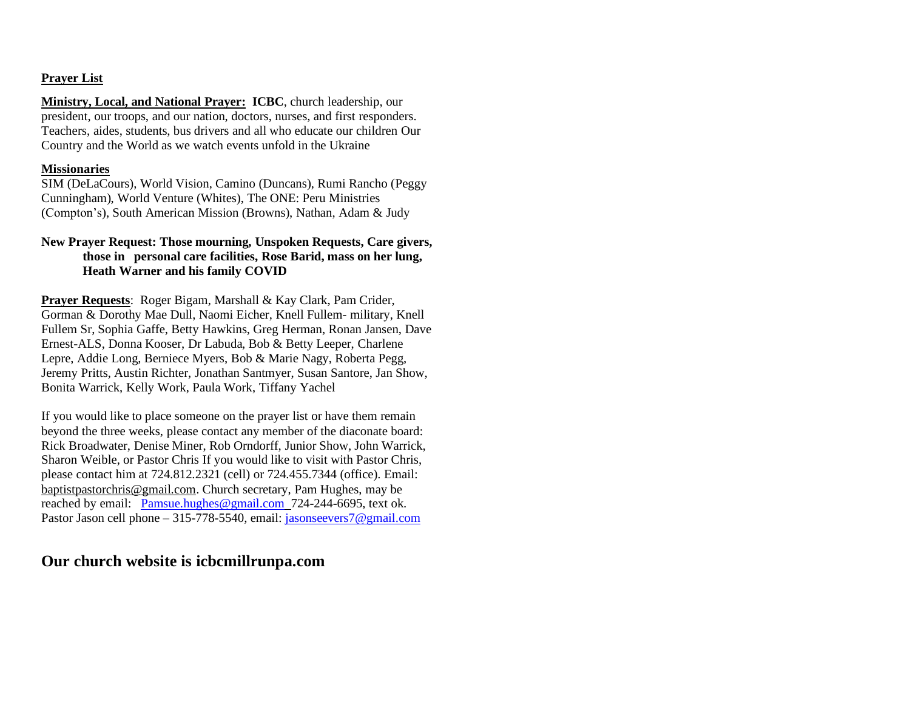**Prayer List**

**Ministry, Local, and National Prayer:** **ICBC**, church leadership, our president, our troops, and our nation, doctors, nurses, and first responders. Teachers, aides, students, bus drivers and all who educate our children Our Country and the World as we watch events unfold in the Ukraine

**Missionaries**

SIM (DeLaCours), World Vision, Camino (Duncans), Rumi Rancho (Peggy Cunningham), World Venture (Whites), The ONE: Peru Ministries (Compton's), South American Mission (Browns), Nathan, Adam & Judy

**New Prayer Request: Those mourning, Unspoken Requests, Care givers, those in personal care facilities, Rose Barid, mass on her lung, Heath Warner and his family COVID**

**Prayer Requests**: Roger Bigam, Marshall & Kay Clark, Pam Crider, Gorman & Dorothy Mae Dull, Naomi Eicher, Knell Fullem- military, Knell Fullem Sr, Sophia Gaffe, Betty Hawkins, Greg Herman, Ronan Jansen, Dave Ernest-ALS, Donna Kooser, Dr Labuda, Bob & Betty Leeper, Charlene Lepre, Addie Long, Berniece Myers, Bob & Marie Nagy, Roberta Pegg, Jeremy Pritts, Austin Richter, Jonathan Santmyer, Susan Santore, Jan Show, Bonita Warrick, Kelly Work, Paula Work, Tiffany Yachel

If you would like to place someone on the prayer list or have them remain beyond the three weeks, please contact any member of the diaconate board: Rick Broadwater, Denise Miner, Rob Orndorff, Junior Show, John Warrick, Sharon Weible, or Pastor Chris If you would like to visit with Pastor Chris, please contact him at 724.812.2321 (cell) or 724.455.7344 (office). Email: baptistpastorchris@gmail.com. Church secretary, Pam Hughes, may be reached by email: Pamsue.hughes@gmail.com 724-244-6695, text ok. Pastor Jason cell phone – 315-778-5540, email: jasonseevers7@gmail.com

## Our church website is icbcmillrunpa.com